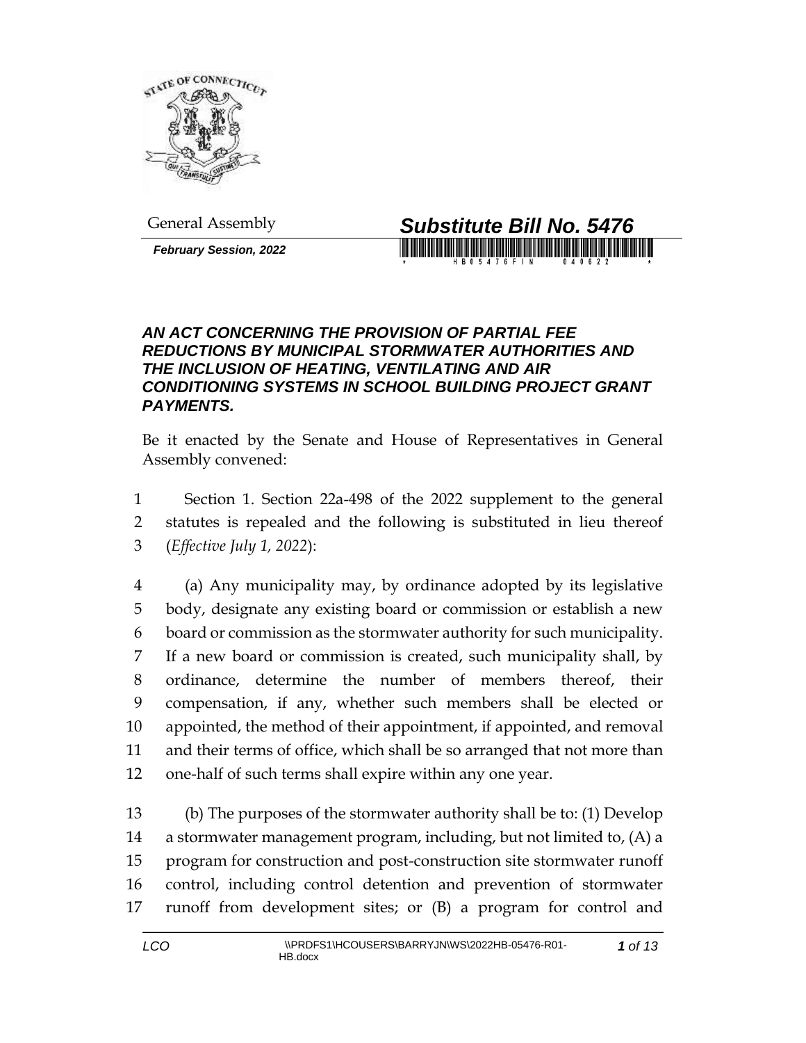General Assembly

***Substitute Bill No. 5476***

***February Session, 2022***

### *AN ACT CONCERNING THE PROVISION OF PARTIAL FEE REDUCTIONS BY MUNICIPAL STORMWATER AUTHORITIES AND THE INCLUSION OF HEATING, VENTILATING AND AIR CONDITIONING SYSTEMS IN SCHOOL BUILDING PROJECT GRANT PAYMENTS.*

Be it enacted by the Senate and House of Representatives in General Assembly convened:

1 Section 1. Section 22a-498 of the 2022 supplement to the general
2 statutes is repealed and the following is substituted in lieu thereof
3 (*Effective July 1, 2022*):

4 (a) Any municipality may, by ordinance adopted by its legislative
5 body, designate any existing board or commission or establish a new
6 board or commission as the stormwater authority for such municipality.
7 If a new board or commission is created, such municipality shall, by
8 ordinance, determine the number of members thereof, their
9 compensation, if any, whether such members shall be elected or
10 appointed, the method of their appointment, if appointed, and removal
11 and their terms of office, which shall be so arranged that not more than
12 one-half of such terms shall expire within any one year.

13 (b) The purposes of the stormwater authority shall be to: (1) Develop
14 a stormwater management program, including, but not limited to, (A) a
15 program for construction and post-construction site stormwater runoff
16 control, including control detention and prevention of stormwater
17 runoff from development sites; or (B) a program for control and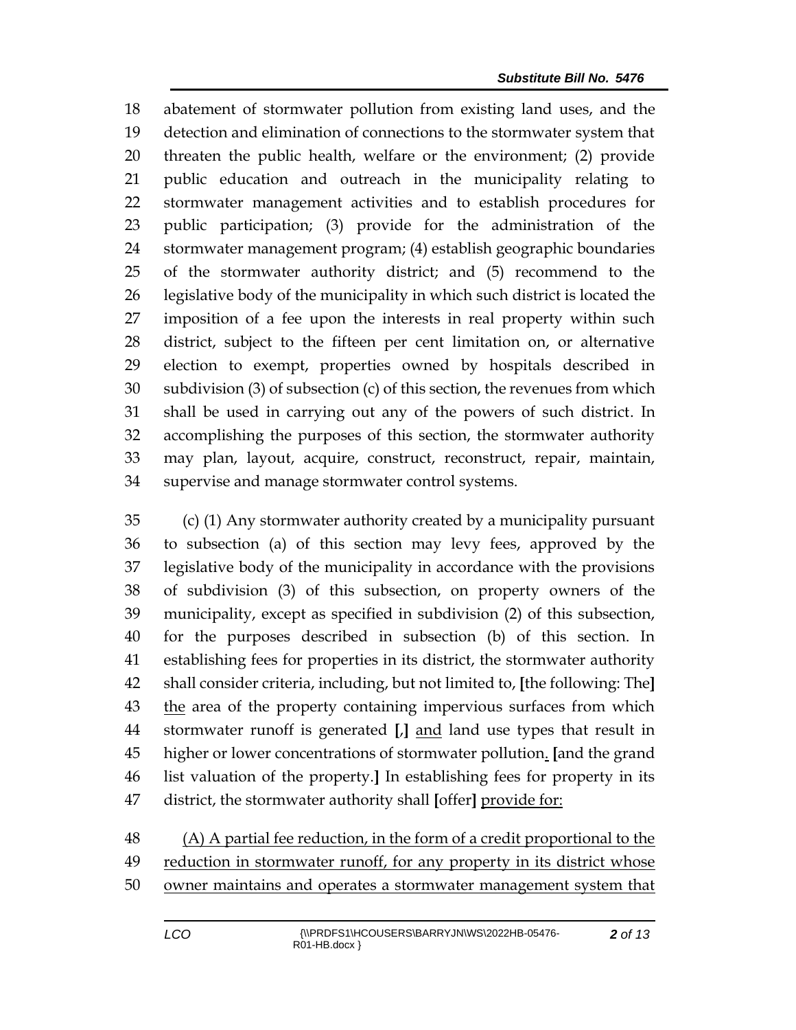18 abatement of stormwater pollution from existing land uses, and the
19 detection and elimination of connections to the stormwater system that
20 threaten the public health, welfare or the environment; (2) provide
21 public education and outreach in the municipality relating to
22 stormwater management activities and to establish procedures for
23 public participation; (3) provide for the administration of the
24 stormwater management program; (4) establish geographic boundaries
25 of the stormwater authority district; and (5) recommend to the
26 legislative body of the municipality in which such district is located the
27 imposition of a fee upon the interests in real property within such
28 district, subject to the fifteen per cent limitation on, or alternative
29 election to exempt, properties owned by hospitals described in
30 subdivision (3) of subsection (c) of this section, the revenues from which
31 shall be used in carrying out any of the powers of such district. In
32 accomplishing the purposes of this section, the stormwater authority
33 may plan, layout, acquire, construct, reconstruct, repair, maintain,
34 supervise and manage stormwater control systems.

35 (c) (1) Any stormwater authority created by a municipality pursuant
36 to subsection (a) of this section may levy fees, approved by the
37 legislative body of the municipality in accordance with the provisions
38 of subdivision (3) of this subsection, on property owners of the
39 municipality, except as specified in subdivision (2) of this subsection,
40 for the purposes described in subsection (b) of this section. In
41 establishing fees for properties in its district, the stormwater authority
42 shall consider criteria, including, but not limited to, **[**the following: The**]**
43 <u>the</u> area of the property containing impervious surfaces from which
44 stormwater runoff is generated **[**,**]** <u>and</u> land use types that result in
45 higher or lower concentrations of stormwater pollution<u>.</u> **[**and the grand
46 list valuation of the property.**]** In establishing fees for property in its
47 district, the stormwater authority shall **[**offer**]** <u>provide for:</u>

48 <u>(A) A partial fee reduction, in the form of a credit proportional to the</u>
49 <u>reduction in stormwater runoff, for any property in its district whose</u>
50 <u>owner maintains and operates a stormwater management system that</u>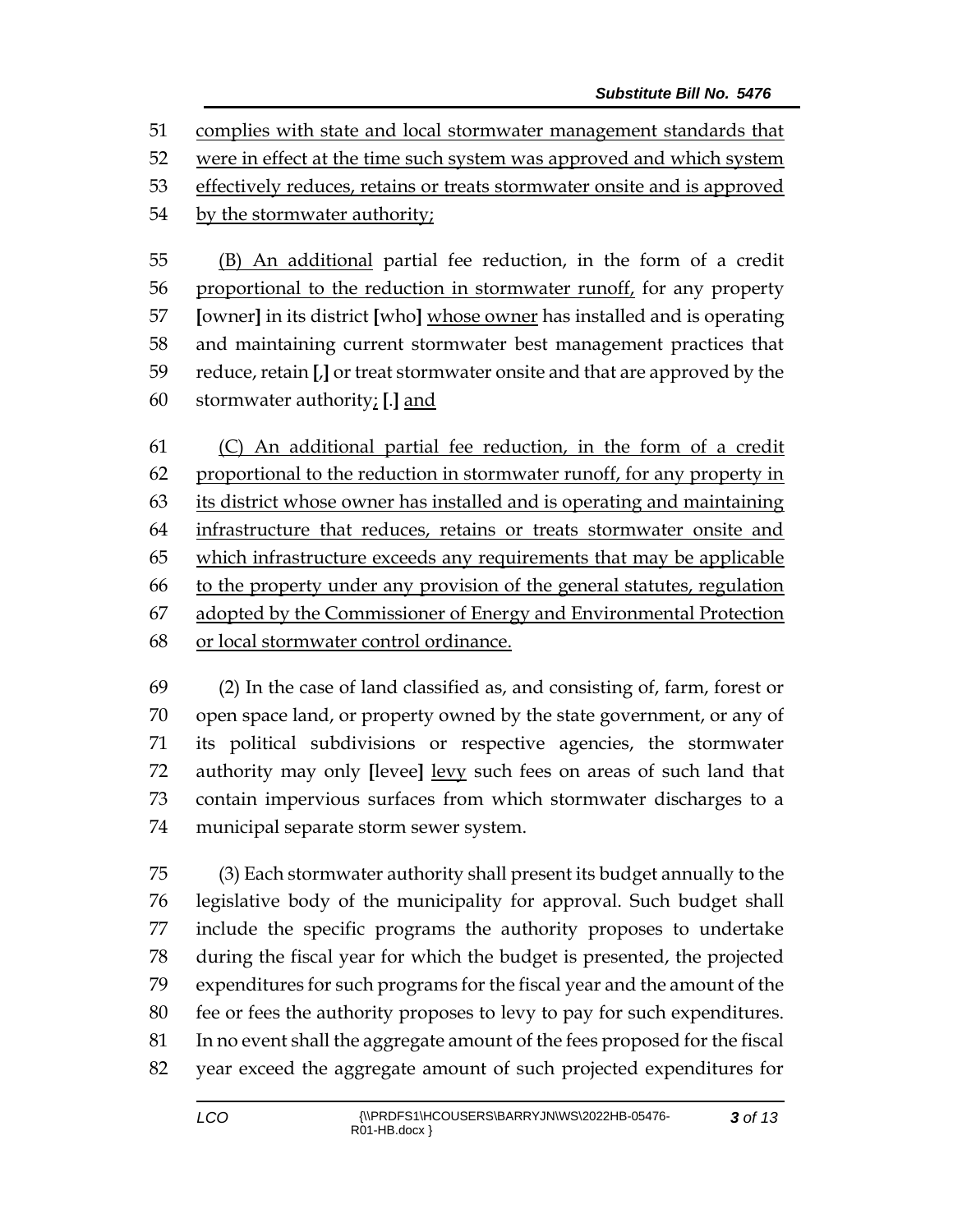51 complies with state and local stormwater management standards that
52 were in effect at the time such system was approved and which system
53 effectively reduces, retains or treats stormwater onsite and is approved
54 by the stormwater authority;

55 (B) An additional partial fee reduction, in the form of a credit
56 proportional to the reduction in stormwater runoff, for any property
57 [owner] in its district [who] whose owner has installed and is operating
58 and maintaining current stormwater best management practices that
59 reduce, retain [,] or treat stormwater onsite and that are approved by the
60 stormwater authority; [.] and

61 (C) An additional partial fee reduction, in the form of a credit
62 proportional to the reduction in stormwater runoff, for any property in
63 its district whose owner has installed and is operating and maintaining
64 infrastructure that reduces, retains or treats stormwater onsite and
65 which infrastructure exceeds any requirements that may be applicable
66 to the property under any provision of the general statutes, regulation
67 adopted by the Commissioner of Energy and Environmental Protection
68 or local stormwater control ordinance.

69 (2) In the case of land classified as, and consisting of, farm, forest or
70 open space land, or property owned by the state government, or any of
71 its political subdivisions or respective agencies, the stormwater
72 authority may only [levee] levy such fees on areas of such land that
73 contain impervious surfaces from which stormwater discharges to a
74 municipal separate storm sewer system.

75 (3) Each stormwater authority shall present its budget annually to the
76 legislative body of the municipality for approval. Such budget shall
77 include the specific programs the authority proposes to undertake
78 during the fiscal year for which the budget is presented, the projected
79 expenditures for such programs for the fiscal year and the amount of the
80 fee or fees the authority proposes to levy to pay for such expenditures.
81 In no event shall the aggregate amount of the fees proposed for the fiscal
82 year exceed the aggregate amount of such projected expenditures for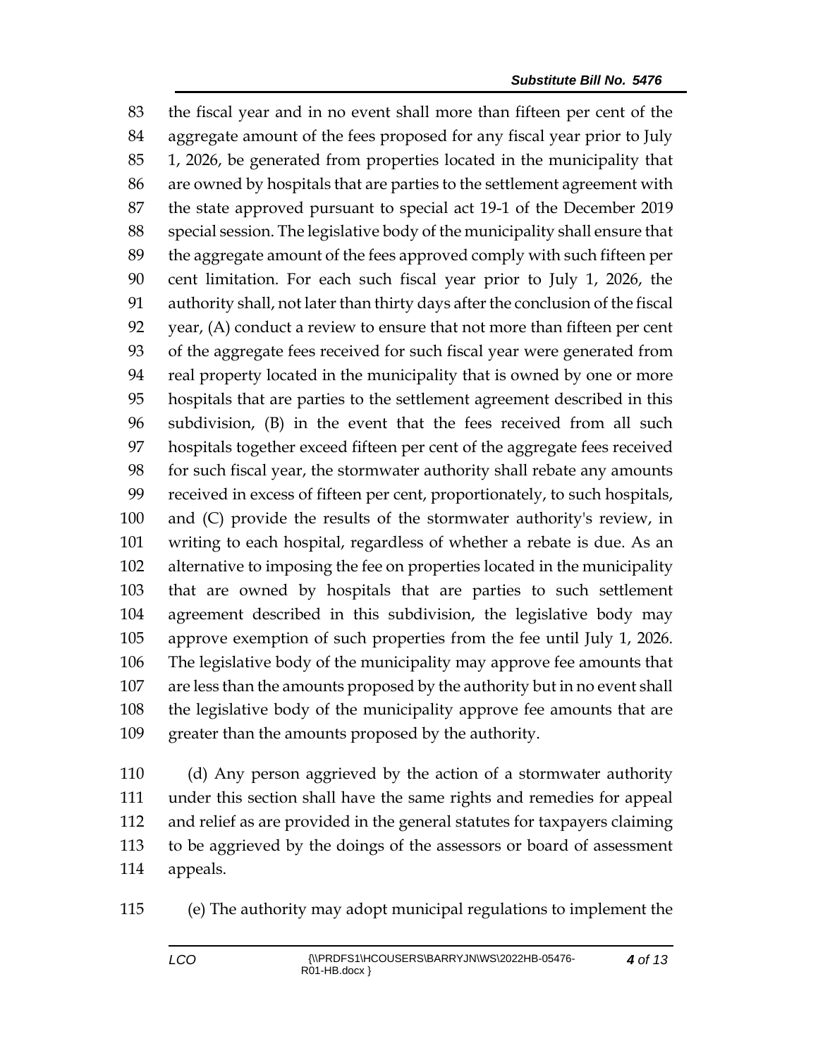the fiscal year and in no event shall more than fifteen per cent of the aggregate amount of the fees proposed for any fiscal year prior to July 1, 2026, be generated from properties located in the municipality that are owned by hospitals that are parties to the settlement agreement with the state approved pursuant to special act 19-1 of the December 2019 special session. The legislative body of the municipality shall ensure that the aggregate amount of the fees approved comply with such fifteen per cent limitation. For each such fiscal year prior to July 1, 2026, the authority shall, not later than thirty days after the conclusion of the fiscal year, (A) conduct a review to ensure that not more than fifteen per cent of the aggregate fees received for such fiscal year were generated from real property located in the municipality that is owned by one or more hospitals that are parties to the settlement agreement described in this subdivision, (B) in the event that the fees received from all such hospitals together exceed fifteen per cent of the aggregate fees received for such fiscal year, the stormwater authority shall rebate any amounts received in excess of fifteen per cent, proportionately, to such hospitals, and (C) provide the results of the stormwater authority's review, in writing to each hospital, regardless of whether a rebate is due. As an alternative to imposing the fee on properties located in the municipality that are owned by hospitals that are parties to such settlement agreement described in this subdivision, the legislative body may approve exemption of such properties from the fee until July 1, 2026. The legislative body of the municipality may approve fee amounts that are less than the amounts proposed by the authority but in no event shall the legislative body of the municipality approve fee amounts that are greater than the amounts proposed by the authority.

(d) Any person aggrieved by the action of a stormwater authority under this section shall have the same rights and remedies for appeal and relief as are provided in the general statutes for taxpayers claiming to be aggrieved by the doings of the assessors or board of assessment appeals.

(e) The authority may adopt municipal regulations to implement the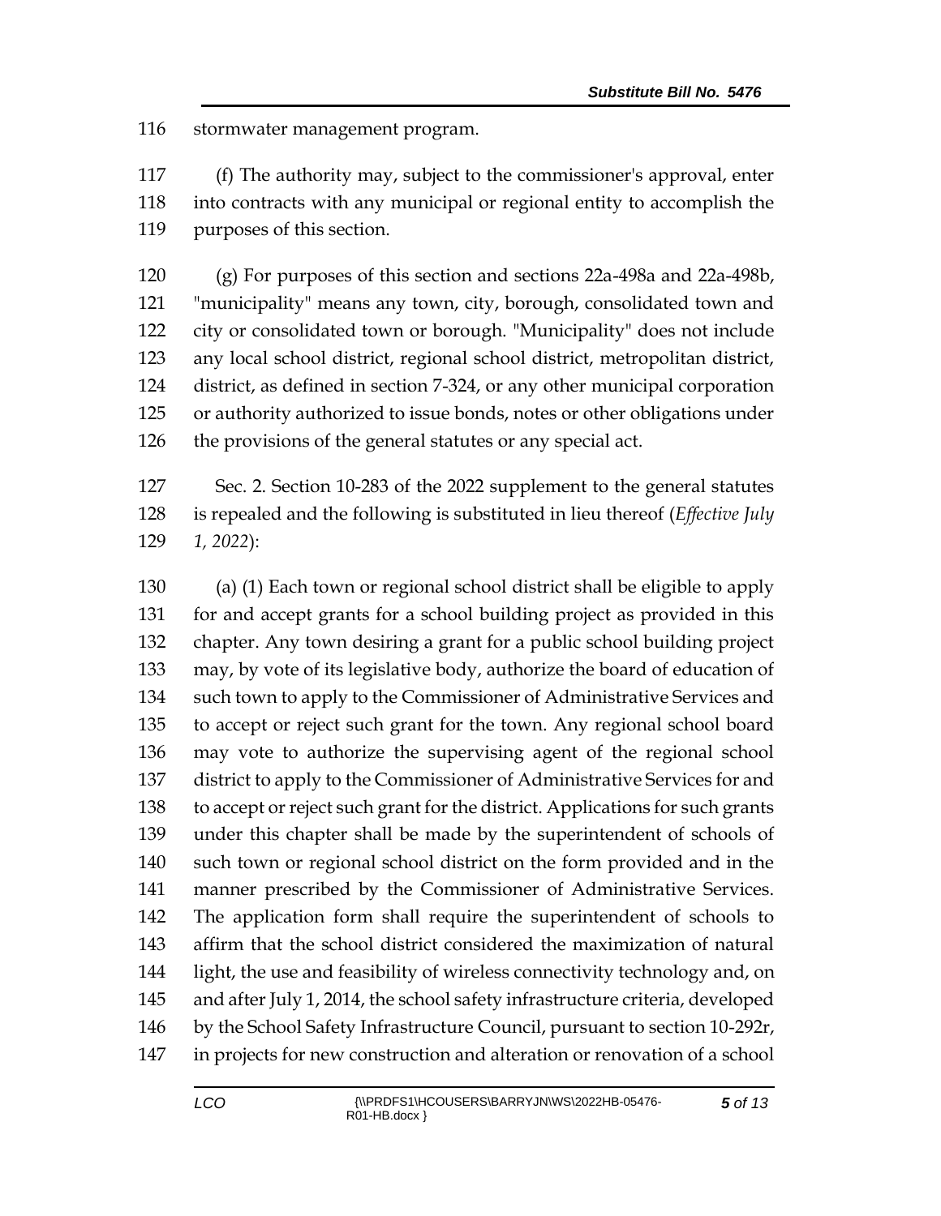stormwater management program.

(f) The authority may, subject to the commissioner's approval, enter into contracts with any municipal or regional entity to accomplish the purposes of this section.

(g) For purposes of this section and sections 22a-498a and 22a-498b, "municipality" means any town, city, borough, consolidated town and city or consolidated town or borough. "Municipality" does not include any local school district, regional school district, metropolitan district, district, as defined in section 7-324, or any other municipal corporation or authority authorized to issue bonds, notes or other obligations under the provisions of the general statutes or any special act.

Sec. 2. Section 10-283 of the 2022 supplement to the general statutes is repealed and the following is substituted in lieu thereof (*Effective July 1, 2022*):

(a) (1) Each town or regional school district shall be eligible to apply for and accept grants for a school building project as provided in this chapter. Any town desiring a grant for a public school building project may, by vote of its legislative body, authorize the board of education of such town to apply to the Commissioner of Administrative Services and to accept or reject such grant for the town. Any regional school board may vote to authorize the supervising agent of the regional school district to apply to the Commissioner of Administrative Services for and to accept or reject such grant for the district. Applications for such grants under this chapter shall be made by the superintendent of schools of such town or regional school district on the form provided and in the manner prescribed by the Commissioner of Administrative Services. The application form shall require the superintendent of schools to affirm that the school district considered the maximization of natural light, the use and feasibility of wireless connectivity technology and, on and after July 1, 2014, the school safety infrastructure criteria, developed by the School Safety Infrastructure Council, pursuant to section 10-292r, in projects for new construction and alteration or renovation of a school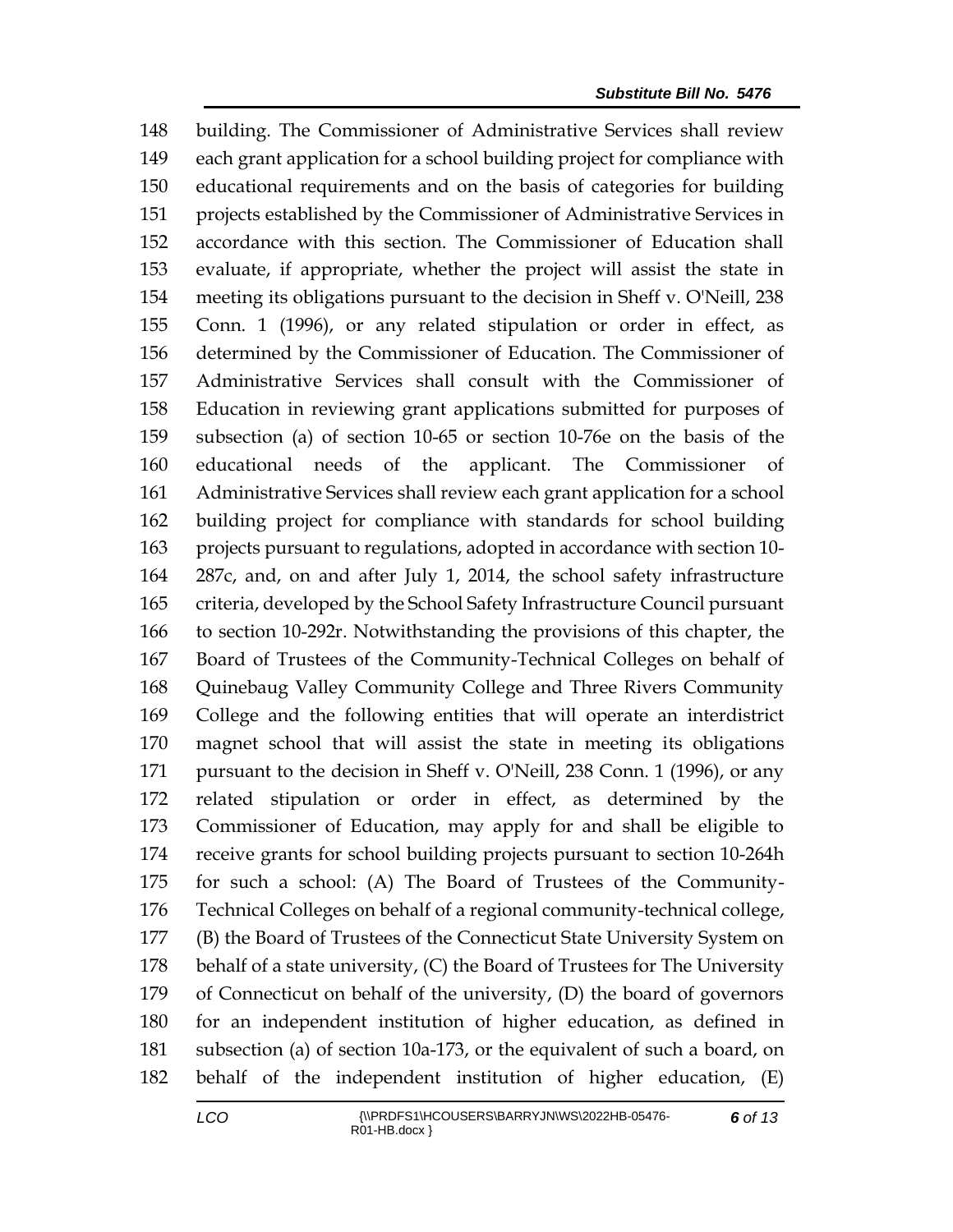148 building. The Commissioner of Administrative Services shall review
149 each grant application for a school building project for compliance with
150 educational requirements and on the basis of categories for building
151 projects established by the Commissioner of Administrative Services in
152 accordance with this section. The Commissioner of Education shall
153 evaluate, if appropriate, whether the project will assist the state in
154 meeting its obligations pursuant to the decision in Sheff v. O'Neill, 238
155 Conn. 1 (1996), or any related stipulation or order in effect, as
156 determined by the Commissioner of Education. The Commissioner of
157 Administrative Services shall consult with the Commissioner of
158 Education in reviewing grant applications submitted for purposes of
159 subsection (a) of section 10-65 or section 10-76e on the basis of the
160 educational needs of the applicant. The Commissioner of
161 Administrative Services shall review each grant application for a school
162 building project for compliance with standards for school building
163 projects pursuant to regulations, adopted in accordance with section 10-
164 287c, and, on and after July 1, 2014, the school safety infrastructure
165 criteria, developed by the School Safety Infrastructure Council pursuant
166 to section 10-292r. Notwithstanding the provisions of this chapter, the
167 Board of Trustees of the Community-Technical Colleges on behalf of
168 Quinebaug Valley Community College and Three Rivers Community
169 College and the following entities that will operate an interdistrict
170 magnet school that will assist the state in meeting its obligations
171 pursuant to the decision in Sheff v. O'Neill, 238 Conn. 1 (1996), or any
172 related stipulation or order in effect, as determined by the
173 Commissioner of Education, may apply for and shall be eligible to
174 receive grants for school building projects pursuant to section 10-264h
175 for such a school: (A) The Board of Trustees of the Community-
176 Technical Colleges on behalf of a regional community-technical college,
177 (B) the Board of Trustees of the Connecticut State University System on
178 behalf of a state university, (C) the Board of Trustees for The University
179 of Connecticut on behalf of the university, (D) the board of governors
180 for an independent institution of higher education, as defined in
181 subsection (a) of section 10a-173, or the equivalent of such a board, on
182 behalf of the independent institution of higher education, (E)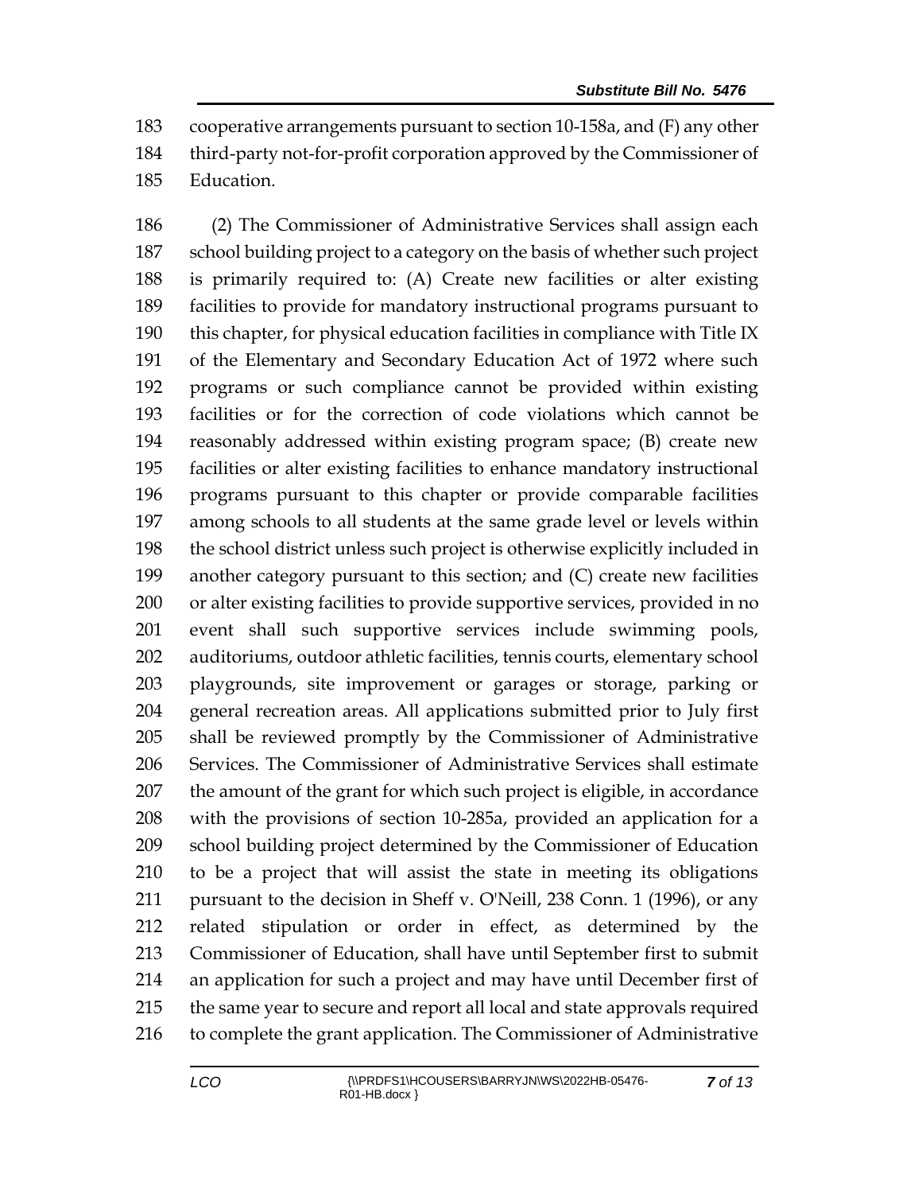cooperative arrangements pursuant to section 10-158a, and (F) any other third-party not-for-profit corporation approved by the Commissioner of Education.

(2) The Commissioner of Administrative Services shall assign each school building project to a category on the basis of whether such project is primarily required to: (A) Create new facilities or alter existing facilities to provide for mandatory instructional programs pursuant to this chapter, for physical education facilities in compliance with Title IX of the Elementary and Secondary Education Act of 1972 where such programs or such compliance cannot be provided within existing facilities or for the correction of code violations which cannot be reasonably addressed within existing program space; (B) create new facilities or alter existing facilities to enhance mandatory instructional programs pursuant to this chapter or provide comparable facilities among schools to all students at the same grade level or levels within the school district unless such project is otherwise explicitly included in another category pursuant to this section; and (C) create new facilities or alter existing facilities to provide supportive services, provided in no event shall such supportive services include swimming pools, auditoriums, outdoor athletic facilities, tennis courts, elementary school playgrounds, site improvement or garages or storage, parking or general recreation areas. All applications submitted prior to July first shall be reviewed promptly by the Commissioner of Administrative Services. The Commissioner of Administrative Services shall estimate the amount of the grant for which such project is eligible, in accordance with the provisions of section 10-285a, provided an application for a school building project determined by the Commissioner of Education to be a project that will assist the state in meeting its obligations pursuant to the decision in Sheff v. O'Neill, 238 Conn. 1 (1996), or any related stipulation or order in effect, as determined by the Commissioner of Education, shall have until September first to submit an application for such a project and may have until December first of the same year to secure and report all local and state approvals required to complete the grant application. The Commissioner of Administrative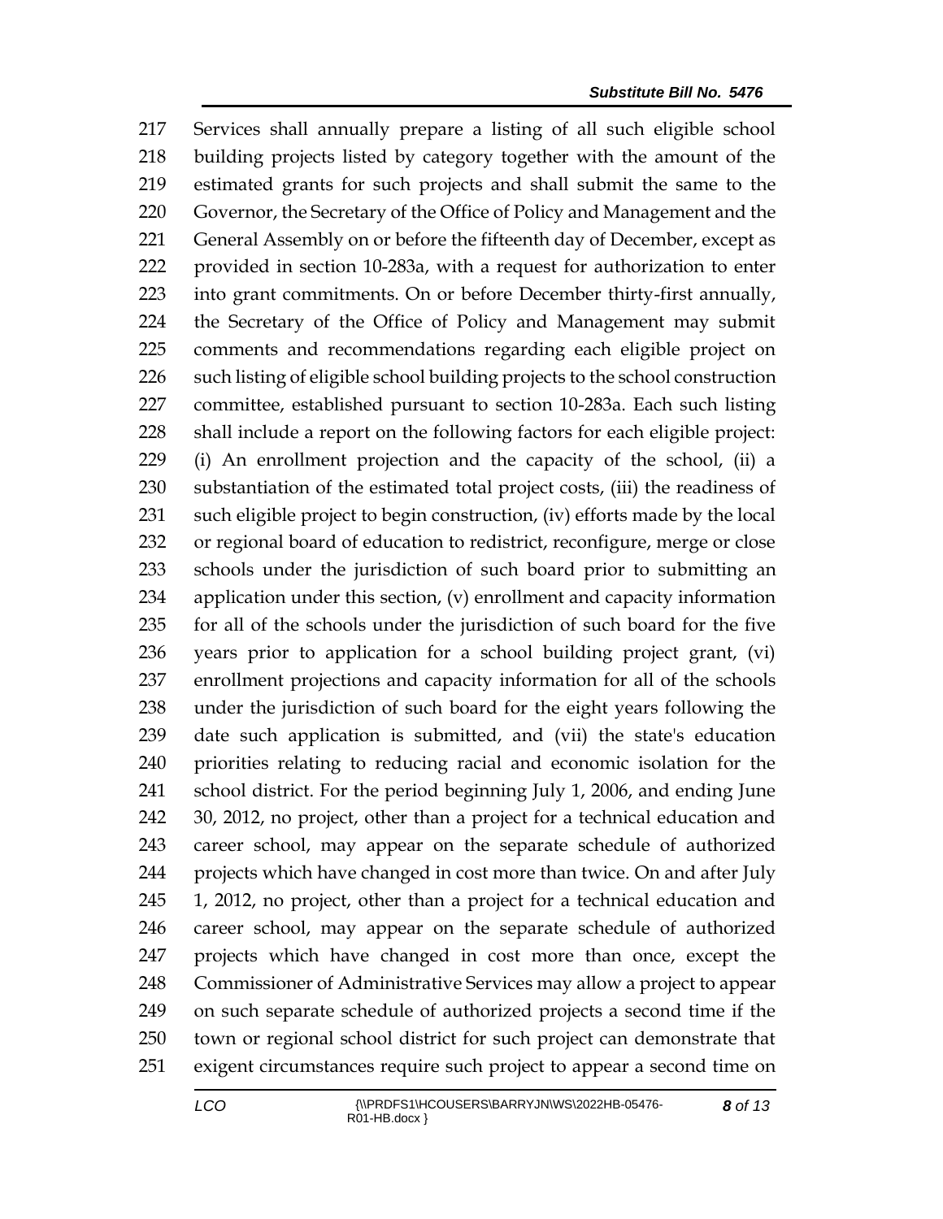Services shall annually prepare a listing of all such eligible school building projects listed by category together with the amount of the estimated grants for such projects and shall submit the same to the Governor, the Secretary of the Office of Policy and Management and the General Assembly on or before the fifteenth day of December, except as provided in section 10-283a, with a request for authorization to enter into grant commitments. On or before December thirty-first annually, the Secretary of the Office of Policy and Management may submit comments and recommendations regarding each eligible project on such listing of eligible school building projects to the school construction committee, established pursuant to section 10-283a. Each such listing shall include a report on the following factors for each eligible project: (i) An enrollment projection and the capacity of the school, (ii) a substantiation of the estimated total project costs, (iii) the readiness of such eligible project to begin construction, (iv) efforts made by the local or regional board of education to redistrict, reconfigure, merge or close schools under the jurisdiction of such board prior to submitting an application under this section, (v) enrollment and capacity information for all of the schools under the jurisdiction of such board for the five years prior to application for a school building project grant, (vi) enrollment projections and capacity information for all of the schools under the jurisdiction of such board for the eight years following the date such application is submitted, and (vii) the state's education priorities relating to reducing racial and economic isolation for the school district. For the period beginning July 1, 2006, and ending June 30, 2012, no project, other than a project for a technical education and career school, may appear on the separate schedule of authorized projects which have changed in cost more than twice. On and after July 1, 2012, no project, other than a project for a technical education and career school, may appear on the separate schedule of authorized projects which have changed in cost more than once, except the Commissioner of Administrative Services may allow a project to appear on such separate schedule of authorized projects a second time if the town or regional school district for such project can demonstrate that exigent circumstances require such project to appear a second time on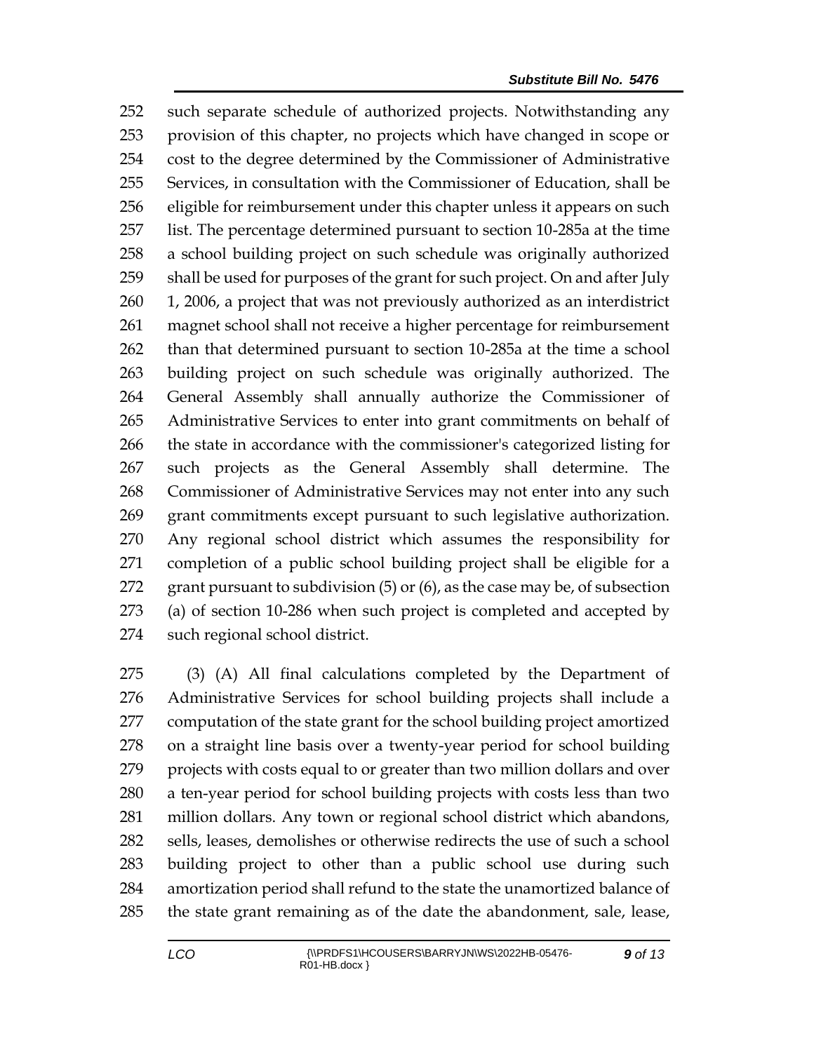such separate schedule of authorized projects. Notwithstanding any provision of this chapter, no projects which have changed in scope or cost to the degree determined by the Commissioner of Administrative Services, in consultation with the Commissioner of Education, shall be eligible for reimbursement under this chapter unless it appears on such list. The percentage determined pursuant to section 10-285a at the time a school building project on such schedule was originally authorized shall be used for purposes of the grant for such project. On and after July 1, 2006, a project that was not previously authorized as an interdistrict magnet school shall not receive a higher percentage for reimbursement than that determined pursuant to section 10-285a at the time a school building project on such schedule was originally authorized. The General Assembly shall annually authorize the Commissioner of Administrative Services to enter into grant commitments on behalf of the state in accordance with the commissioner's categorized listing for such projects as the General Assembly shall determine. The Commissioner of Administrative Services may not enter into any such grant commitments except pursuant to such legislative authorization. Any regional school district which assumes the responsibility for completion of a public school building project shall be eligible for a grant pursuant to subdivision (5) or (6), as the case may be, of subsection (a) of section 10-286 when such project is completed and accepted by such regional school district.

(3) (A) All final calculations completed by the Department of Administrative Services for school building projects shall include a computation of the state grant for the school building project amortized on a straight line basis over a twenty-year period for school building projects with costs equal to or greater than two million dollars and over a ten-year period for school building projects with costs less than two million dollars. Any town or regional school district which abandons, sells, leases, demolishes or otherwise redirects the use of such a school building project to other than a public school use during such amortization period shall refund to the state the unamortized balance of the state grant remaining as of the date the abandonment, sale, lease,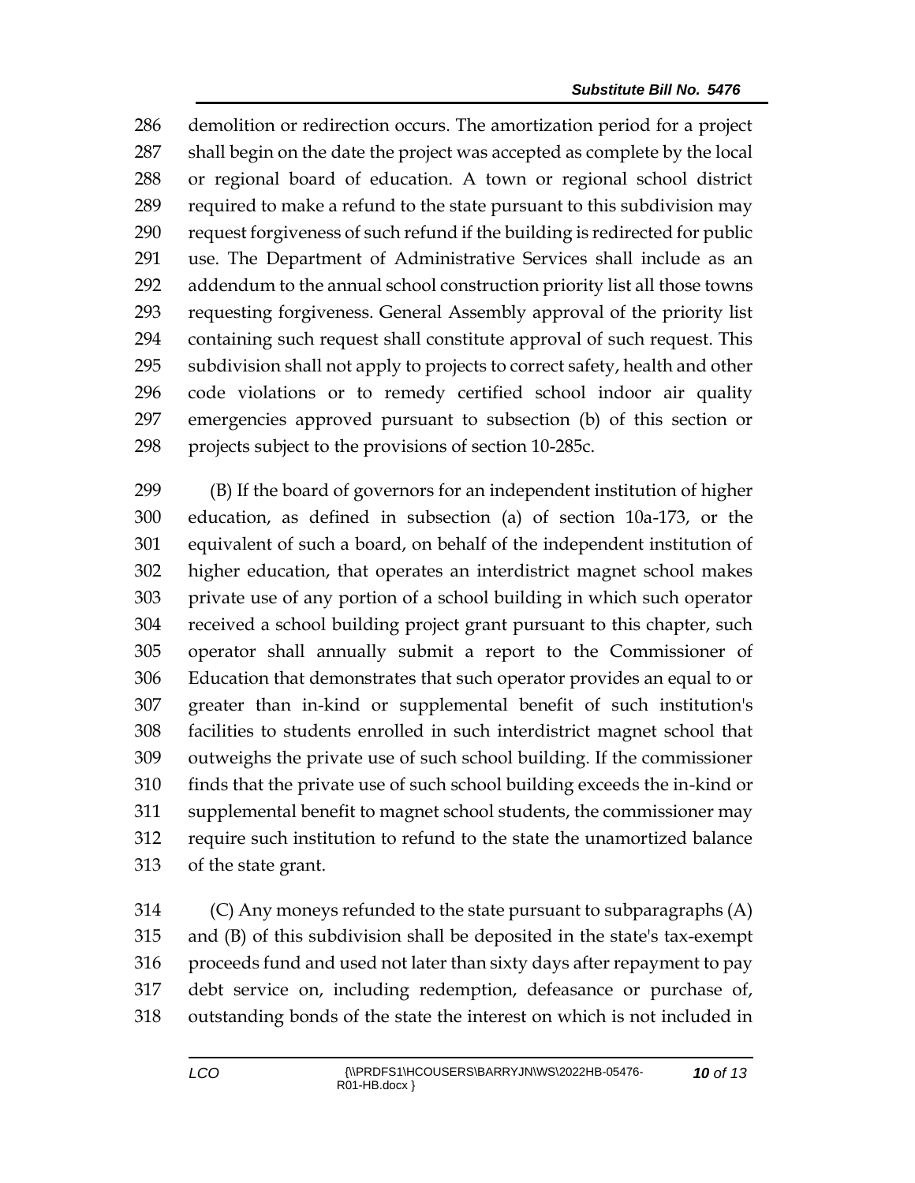demolition or redirection occurs. The amortization period for a project shall begin on the date the project was accepted as complete by the local or regional board of education. A town or regional school district required to make a refund to the state pursuant to this subdivision may request forgiveness of such refund if the building is redirected for public use. The Department of Administrative Services shall include as an addendum to the annual school construction priority list all those towns requesting forgiveness. General Assembly approval of the priority list containing such request shall constitute approval of such request. This subdivision shall not apply to projects to correct safety, health and other code violations or to remedy certified school indoor air quality emergencies approved pursuant to subsection (b) of this section or projects subject to the provisions of section 10-285c.

(B) If the board of governors for an independent institution of higher education, as defined in subsection (a) of section 10a-173, or the equivalent of such a board, on behalf of the independent institution of higher education, that operates an interdistrict magnet school makes private use of any portion of a school building in which such operator received a school building project grant pursuant to this chapter, such operator shall annually submit a report to the Commissioner of Education that demonstrates that such operator provides an equal to or greater than in-kind or supplemental benefit of such institution's facilities to students enrolled in such interdistrict magnet school that outweighs the private use of such school building. If the commissioner finds that the private use of such school building exceeds the in-kind or supplemental benefit to magnet school students, the commissioner may require such institution to refund to the state the unamortized balance of the state grant.

(C) Any moneys refunded to the state pursuant to subparagraphs (A) and (B) of this subdivision shall be deposited in the state's tax-exempt proceeds fund and used not later than sixty days after repayment to pay debt service on, including redemption, defeasance or purchase of, outstanding bonds of the state the interest on which is not included in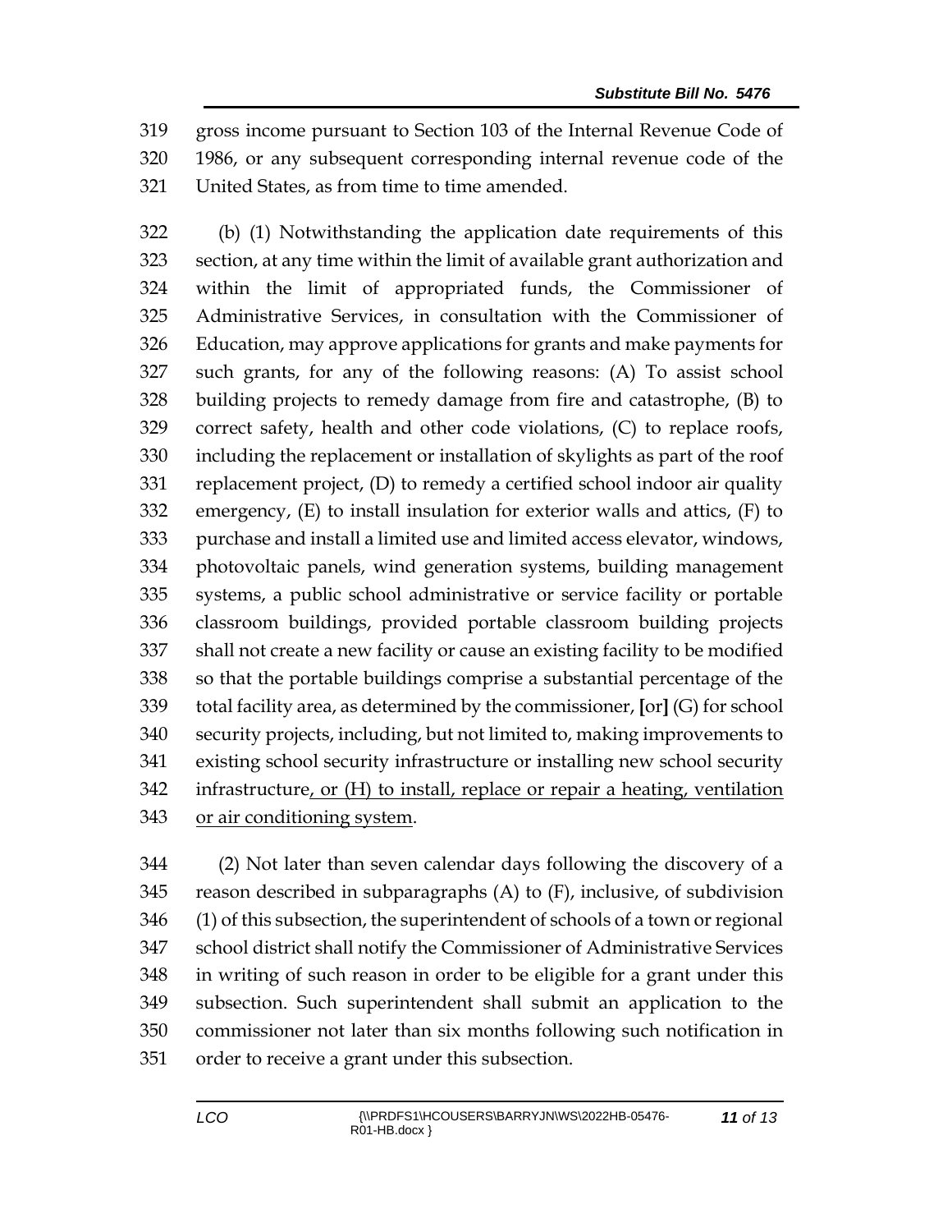gross income pursuant to Section 103 of the Internal Revenue Code of 1986, or any subsequent corresponding internal revenue code of the United States, as from time to time amended.

(b) (1) Notwithstanding the application date requirements of this section, at any time within the limit of available grant authorization and within the limit of appropriated funds, the Commissioner of Administrative Services, in consultation with the Commissioner of Education, may approve applications for grants and make payments for such grants, for any of the following reasons: (A) To assist school building projects to remedy damage from fire and catastrophe, (B) to correct safety, health and other code violations, (C) to replace roofs, including the replacement or installation of skylights as part of the roof replacement project, (D) to remedy a certified school indoor air quality emergency, (E) to install insulation for exterior walls and attics, (F) to purchase and install a limited use and limited access elevator, windows, photovoltaic panels, wind generation systems, building management systems, a public school administrative or service facility or portable classroom buildings, provided portable classroom building projects shall not create a new facility or cause an existing facility to be modified so that the portable buildings comprise a substantial percentage of the total facility area, as determined by the commissioner, **[**or**]** (G) for school security projects, including, but not limited to, making improvements to existing school security infrastructure or installing new school security infrastructure<u>, or (H) to install, replace or repair a heating, ventilation or air conditioning system</u>.

(2) Not later than seven calendar days following the discovery of a reason described in subparagraphs (A) to (F), inclusive, of subdivision (1) of this subsection, the superintendent of schools of a town or regional school district shall notify the Commissioner of Administrative Services in writing of such reason in order to be eligible for a grant under this subsection. Such superintendent shall submit an application to the commissioner not later than six months following such notification in order to receive a grant under this subsection.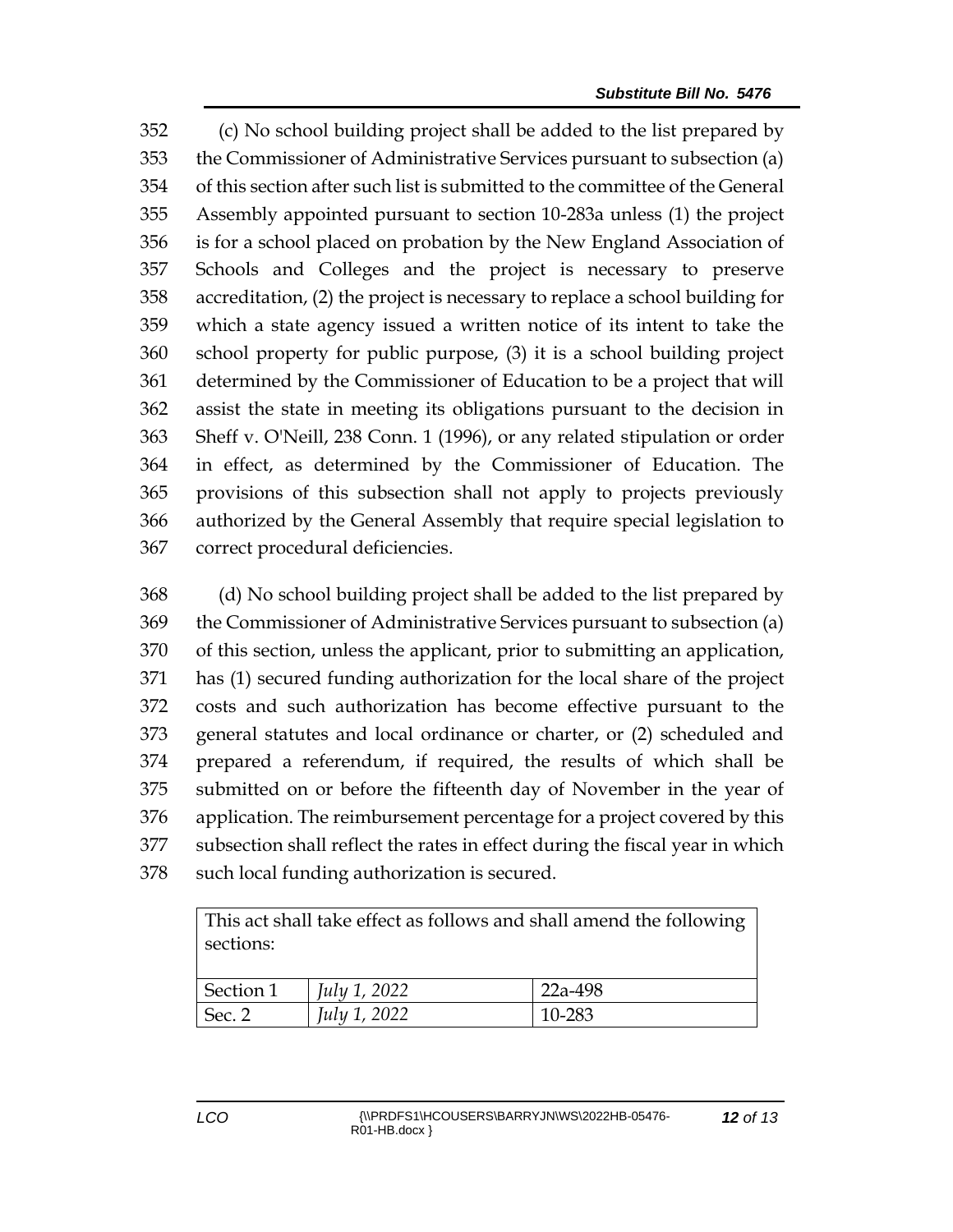(c) No school building project shall be added to the list prepared by the Commissioner of Administrative Services pursuant to subsection (a) of this section after such list is submitted to the committee of the General Assembly appointed pursuant to section 10-283a unless (1) the project is for a school placed on probation by the New England Association of Schools and Colleges and the project is necessary to preserve accreditation, (2) the project is necessary to replace a school building for which a state agency issued a written notice of its intent to take the school property for public purpose, (3) it is a school building project determined by the Commissioner of Education to be a project that will assist the state in meeting its obligations pursuant to the decision in Sheff v. O'Neill, 238 Conn. 1 (1996), or any related stipulation or order in effect, as determined by the Commissioner of Education. The provisions of this subsection shall not apply to projects previously authorized by the General Assembly that require special legislation to correct procedural deficiencies.

(d) No school building project shall be added to the list prepared by the Commissioner of Administrative Services pursuant to subsection (a) of this section, unless the applicant, prior to submitting an application, has (1) secured funding authorization for the local share of the project costs and such authorization has become effective pursuant to the general statutes and local ordinance or charter, or (2) scheduled and prepared a referendum, if required, the results of which shall be submitted on or before the fifteenth day of November in the year of application. The reimbursement percentage for a project covered by this subsection shall reflect the rates in effect during the fiscal year in which such local funding authorization is secured.

| This act shall take effect as follows and shall amend the following sections: | | |
|---|---|---|
| Section 1 | *July 1, 2022* | 22a-498 |
| Sec. 2 | *July 1, 2022* | 10-283 |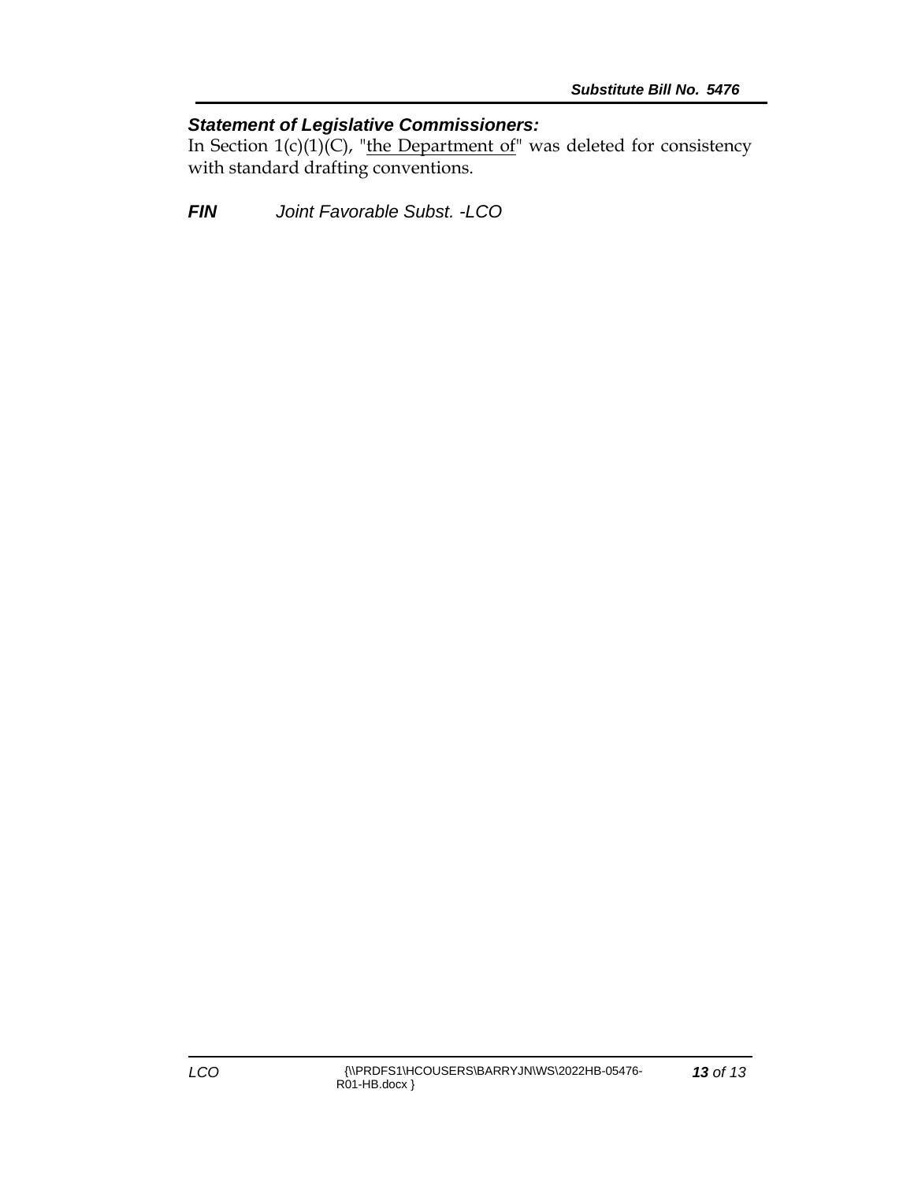### *Statement of Legislative Commissioners:*

In Section 1(c)(1)(C), "<u>the Department of</u>" was deleted for consistency with standard drafting conventions.

***FIN*** *Joint Favorable Subst. -LCO*